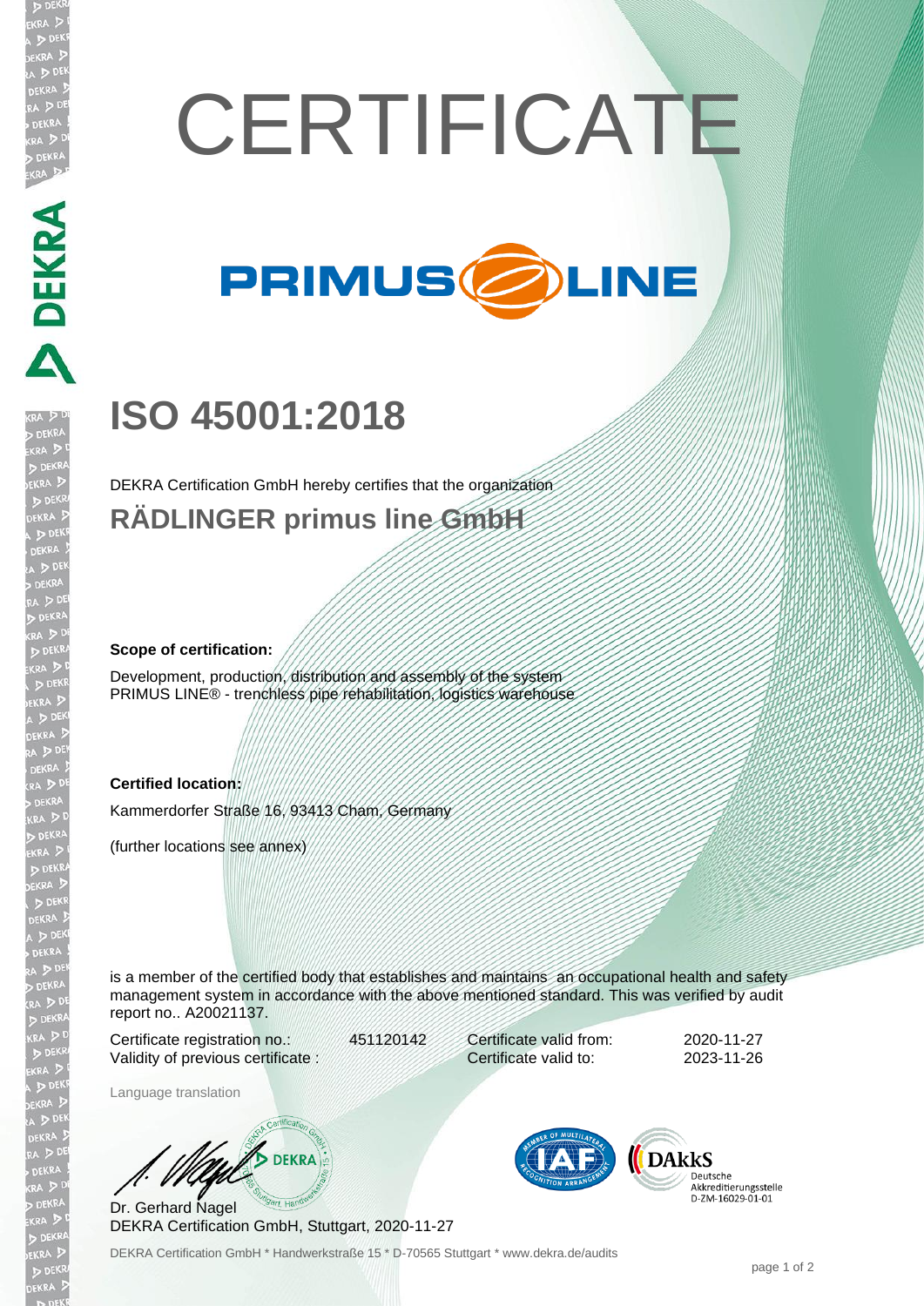# CERTIFICATE

PRIMUS LINE

## ISO 45001:2018

DEKRA Certification GmbH hereby certifies that the organization

### RÄDLINGER primus line GmbH

**Scope of certification:**

Development, production, distribution and assembly of the system PRIMUS LINE® - trenchless pipe rehabilitation, logistics warehouse

**Certified location:**

Kammerdorfer Straße 16, 93413 Cham, Germany

(further locations see annex)

is a member of the certified body that establishes and maintains an occupational health and safety management system in accordance with the above mentioned standard. This was verified by audit report no.. A20021137.

| | | | |
|---|---|---|---|
| Certificate registration no.: | 451120142 | Certificate valid from: | 2020-11-27 |
| Validity of previous certificate : | | Certificate valid to: | 2023-11-26 |

Language translation

Dr. Gerhard Nagel
DEKRA Certification GmbH, Stuttgart, 2020-11-27

DAkkS Deutsche Akkreditierungsstelle D-ZM-16029-01-01

DEKRA Certification GmbH * Handwerkstraße 15 * D-70565 Stuttgart * www.dekra.de/audits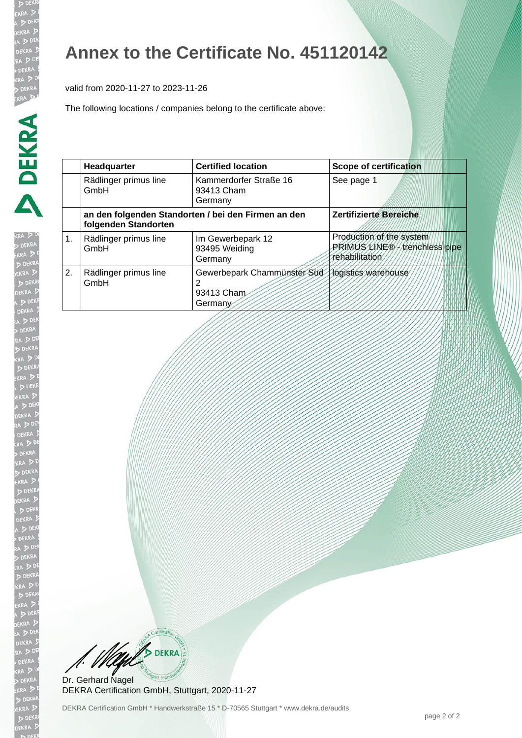# Annex to the Certificate No. 451120142

valid from 2020-11-27 to 2023-11-26

The following locations / companies belong to the certificate above:

| | Headquarter | Certified location | Scope of certification |
|---|---|---|---|
| | Rädlinger primus line GmbH | Kammerdorfer Straße 16<br>93413 Cham<br>Germany | See page 1 |
| | **an den folgenden Standorten / bei den Firmen an den folgenden Standorten** | | **Zertifizierte Bereiche** |
| 1. | Rädlinger primus line GmbH | Im Gewerbepark 12<br>93495 Weiding<br>Germany | Production of the system PRIMUS LINE® - trenchless pipe rehabilitation |
| 2. | Rädlinger primus line GmbH | Gewerbepark Chammünster Süd 2<br>93413 Cham<br>Germany | logistics warehouse |

Dr. Gerhard Nagel
DEKRA Certification GmbH, Stuttgart, 2020-11-27

DEKRA Certification GmbH * Handwerkstraße 15 * D-70565 Stuttgart * www.dekra.de/audits